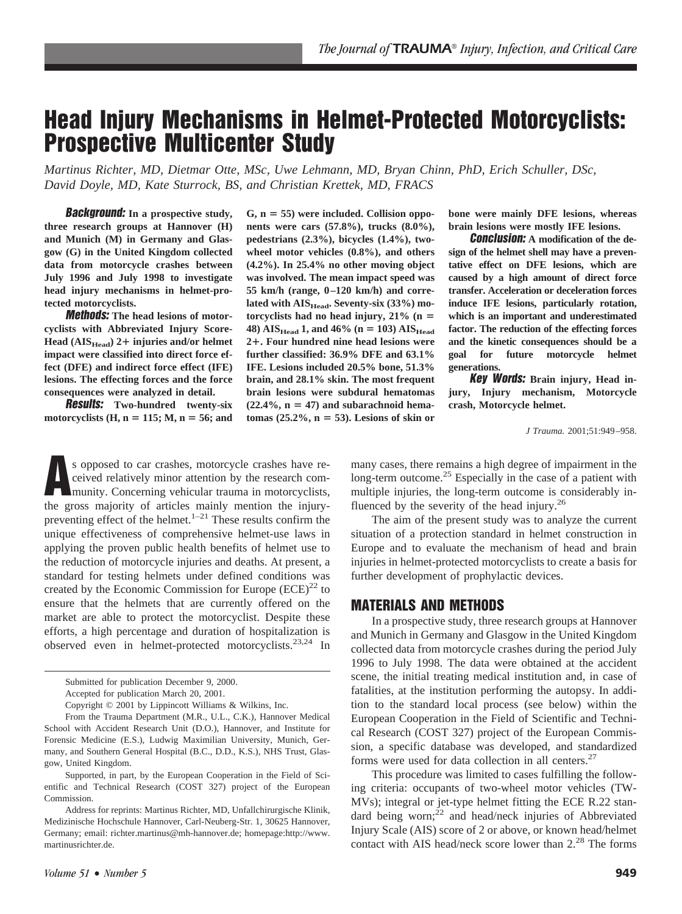# Head Injury Mechanisms in Helmet-Protected Motorcyclists: Prospective Multicenter Study

*Martinus Richter, MD, Dietmar Otte, MSc, Uwe Lehmann, MD, Bryan Chinn, PhD, Erich Schuller, DSc, David Doyle, MD, Kate Sturrock, BS, and Christian Krettek, MD, FRACS*

***Background:*** **In a prospective study, three research groups at Hannover (H) and Munich (M) in Germany and Glasgow (G) in the United Kingdom collected data from motorcycle crashes between July 1996 and July 1998 to investigate head injury mechanisms in helmet-protected motorcyclists.**

***Methods:*** **The head lesions of motorcyclists with Abbreviated Injury Score-Head ($AIS_{Head}$) 2+ injuries and/or helmet impact were classified into direct force effect (DFE) and indirect force effect (IFE) lesions. The effecting forces and the force consequences were analyzed in detail.**

***Results:*** **Two-hundred twenty-six motorcyclists (H, n = 115; M, n = 56; and G, n = 55) were included. Collision opponents were cars (57.8%), trucks (8.0%), pedestrians (2.3%), bicycles (1.4%), two-wheel motor vehicles (0.8%), and others (4.2%). In 25.4% no other moving object was involved. The mean impact speed was 55 km/h (range, 0–120 km/h) and correlated with $AIS_{Head}$. Seventy-six (33%) motorcyclists had no head injury, 21% (n = 48) $AIS_{Head}$ 1, and 46% (n = 103) $AIS_{Head}$ 2+. Four hundred nine head lesions were further classified: 36.9% DFE and 63.1% IFE. Lesions included 20.5% bone, 51.3% brain, and 28.1% skin. The most frequent brain lesions were subdural hematomas (22.4%, n = 47) and subarachnoid hematomas (25.2%, n = 53). Lesions of skin or bone were mainly DFE lesions, whereas brain lesions were mostly IFE lesions.**

***Conclusion:*** **A modification of the design of the helmet shell may have a preventative effect on DFE lesions, which are caused by a high amount of direct force transfer. Acceleration or deceleration forces induce IFE lesions, particularly rotation, which is an important and underestimated factor. The reduction of the effecting forces and the kinetic consequences should be a goal for future motorcycle helmet generations.**

***Key Words:*** **Brain injury, Head injury, Injury mechanism, Motorcycle crash, Motorcycle helmet.**

*J Trauma.* 2001;51:949–958.

As opposed to car crashes, motorcycle crashes have received relatively minor attention by the research community. Concerning vehicular trauma in motorcyclists, the gross majority of articles mainly mention the injury-preventing effect of the helmet.[1–21] These results confirm the unique effectiveness of comprehensive helmet-use laws in applying the proven public health benefits of helmet use to the reduction of motorcycle injuries and deaths. At present, a standard for testing helmets under defined conditions was created by the Economic Commission for Europe (ECE)[22] to ensure that the helmets that are currently offered on the market are able to protect the motorcyclist. Despite these efforts, a high percentage and duration of hospitalization is observed even in helmet-protected motorcyclists.[23,24] In many cases, there remains a high degree of impairment in the long-term outcome.[25] Especially in the case of a patient with multiple injuries, the long-term outcome is considerably influenced by the severity of the head injury.[26]

The aim of the present study was to analyze the current situation of a protection standard in helmet construction in Europe and to evaluate the mechanism of head and brain injuries in helmet-protected motorcyclists to create a basis for further development of prophylactic devices.

## MATERIALS AND METHODS

In a prospective study, three research groups at Hannover and Munich in Germany and Glasgow in the United Kingdom collected data from motorcycle crashes during the period July 1996 to July 1998. The data were obtained at the accident scene, the initial treating medical institution and, in case of fatalities, at the institution performing the autopsy. In addition to the standard local process (see below) within the European Cooperation in the Field of Scientific and Technical Research (COST 327) project of the European Commission, a specific database was developed, and standardized forms were used for data collection in all centers.[27]

This procedure was limited to cases fulfilling the following criteria: occupants of two-wheel motor vehicles (TWMVs); integral or jet-type helmet fitting the ECE R.22 standard being worn;[22] and head/neck injuries of Abbreviated Injury Scale (AIS) score of 2 or above, or known head/helmet contact with AIS head/neck score lower than 2.[28] The forms

---

Submitted for publication December 9, 2000.

Accepted for publication March 20, 2001.

Copyright © 2001 by Lippincott Williams & Wilkins, Inc.

From the Trauma Department (M.R., U.L., C.K.), Hannover Medical School with Accident Research Unit (D.O.), Hannover, and Institute for Forensic Medicine (E.S.), Ludwig Maximilian University, Munich, Germany, and Southern General Hospital (B.C., D.D., K.S.), NHS Trust, Glasgow, United Kingdom.

Supported, in part, by the European Cooperation in the Field of Scientific and Technical Research (COST 327) project of the European Commission.

Address for reprints: Martinus Richter, MD, Unfallchirurgische Klinik, Medizinische Hochschule Hannover, Carl-Neuberg-Str. 1, 30625 Hannover, Germany; email: richter.martinus@mh-hannover.de; homepage:http://www.martinusrichter.de.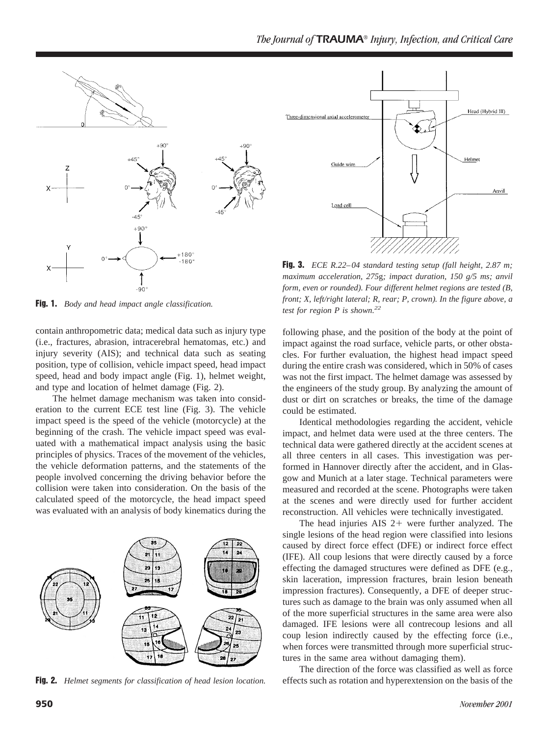**Fig. 1.** *Body and head impact angle classification.*

**Fig. 2.** *Helmet segments for classification of head lesion location.*

**Fig. 3.** *ECE R.22–04 standard testing setup (fall height, 2.87 m; maximum acceleration, 275g; impact duration, 150 g/5 ms; anvil form, even or rounded). Four different helmet regions are tested (B, front; X, left/right lateral; R, rear; P, crown). In the figure above, a test for region P is shown.*[22]

contain anthropometric data; medical data such as injury type (i.e., fractures, abrasion, intracerebral hematomas, etc.) and injury severity (AIS); and technical data such as seating position, type of collision, vehicle impact speed, head impact speed, head and body impact angle (Fig. 1), helmet weight, and type and location of helmet damage (Fig. 2).

The helmet damage mechanism was taken into consideration to the current ECE test line (Fig. 3). The vehicle impact speed is the speed of the vehicle (motorcycle) at the beginning of the crash. The vehicle impact speed was evaluated with a mathematical impact analysis using the basic principles of physics. Traces of the movement of the vehicles, the vehicle deformation patterns, and the statements of the people involved concerning the driving behavior before the collision were taken into consideration. On the basis of the calculated speed of the motorcycle, the head impact speed was evaluated with an analysis of body kinematics during the following phase, and the position of the body at the point of impact against the road surface, vehicle parts, or other obstacles. For further evaluation, the highest head impact speed during the entire crash was considered, which in 50% of cases was not the first impact. The helmet damage was assessed by the engineers of the study group. By analyzing the amount of dust or dirt on scratches or breaks, the time of the damage could be estimated.

Identical methodologies regarding the accident, vehicle impact, and helmet data were used at the three centers. The technical data were gathered directly at the accident scenes at all three centers in all cases. This investigation was performed in Hannover directly after the accident, and in Glasgow and Munich at a later stage. Technical parameters were measured and recorded at the scene. Photographs were taken at the scenes and were directly used for further accident reconstruction. All vehicles were technically investigated.

The head injuries AIS 2+ were further analyzed. The single lesions of the head region were classified into lesions caused by direct force effect (DFE) or indirect force effect (IFE). All coup lesions that were directly caused by a force effecting the damaged structures were defined as DFE (e.g., skin laceration, impression fractures, brain lesion beneath impression fractures). Consequently, a DFE of deeper structures such as damage to the brain was only assumed when all of the more superficial structures in the same area were also damaged. IFE lesions were all contrecoup lesions and all coup lesion indirectly caused by the effecting force (i.e., when forces were transmitted through more superficial structures in the same area without damaging them).

The direction of the force was classified as well as force effects such as rotation and hyperextension on the basis of the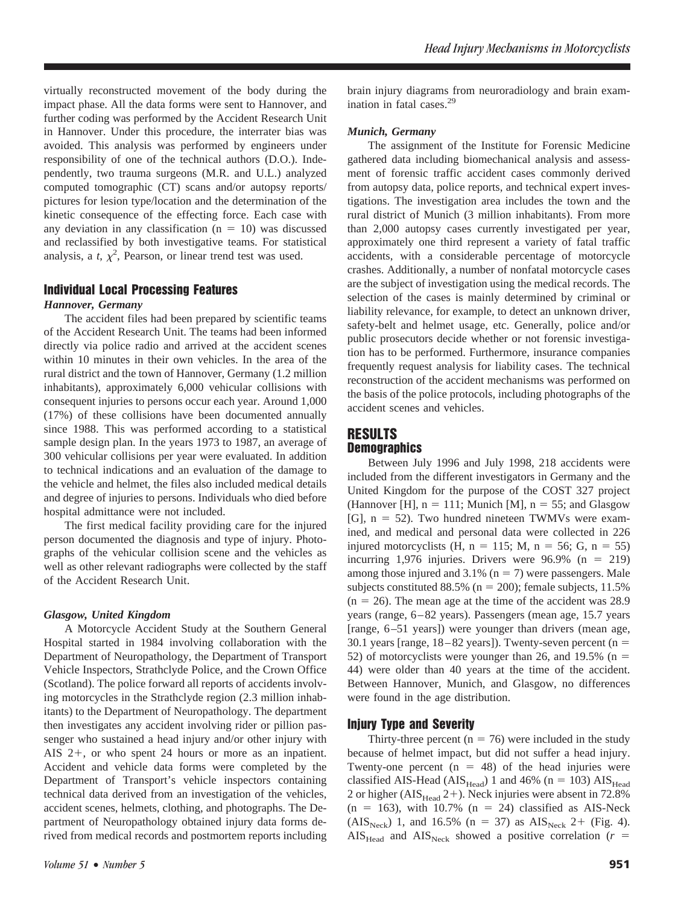virtually reconstructed movement of the body during the impact phase. All the data forms were sent to Hannover, and further coding was performed by the Accident Research Unit in Hannover. Under this procedure, the interrater bias was avoided. This analysis was performed by engineers under responsibility of one of the technical authors (D.O.). Independently, two trauma surgeons (M.R. and U.L.) analyzed computed tomographic (CT) scans and/or autopsy reports/pictures for lesion type/location and the determination of the kinetic consequence of the effecting force. Each case with any deviation in any classification (n = 10) was discussed and reclassified by both investigative teams. For statistical analysis, a *t*, $\chi^2$, Pearson, or linear trend test was used.

## Individual Local Processing Features

### *Hannover, Germany*

The accident files had been prepared by scientific teams of the Accident Research Unit. The teams had been informed directly via police radio and arrived at the accident scenes within 10 minutes in their own vehicles. In the area of the rural district and the town of Hannover, Germany (1.2 million inhabitants), approximately 6,000 vehicular collisions with consequent injuries to persons occur each year. Around 1,000 (17%) of these collisions have been documented annually since 1988. This was performed according to a statistical sample design plan. In the years 1973 to 1987, an average of 300 vehicular collisions per year were evaluated. In addition to technical indications and an evaluation of the damage to the vehicle and helmet, the files also included medical details and degree of injuries to persons. Individuals who died before hospital admittance were not included.

The first medical facility providing care for the injured person documented the diagnosis and type of injury. Photographs of the vehicular collision scene and the vehicles as well as other relevant radiographs were collected by the staff of the Accident Research Unit.

### *Glasgow, United Kingdom*

A Motorcycle Accident Study at the Southern General Hospital started in 1984 involving collaboration with the Department of Neuropathology, the Department of Transport Vehicle Inspectors, Strathclyde Police, and the Crown Office (Scotland). The police forward all reports of accidents involving motorcycles in the Strathclyde region (2.3 million inhabitants) to the Department of Neuropathology. The department then investigates any accident involving rider or pillion passenger who sustained a head injury and/or other injury with AIS 2+, or who spent 24 hours or more as an inpatient. Accident and vehicle data forms were completed by the Department of Transport's vehicle inspectors containing technical data derived from an investigation of the vehicles, accident scenes, helmets, clothing, and photographs. The Department of Neuropathology obtained injury data forms derived from medical records and postmortem reports including brain injury diagrams from neuroradiology and brain examination in fatal cases.[29]

### *Munich, Germany*

The assignment of the Institute for Forensic Medicine gathered data including biomechanical analysis and assessment of forensic traffic accident cases commonly derived from autopsy data, police reports, and technical expert investigations. The investigation area includes the town and the rural district of Munich (3 million inhabitants). From more than 2,000 autopsy cases currently investigated per year, approximately one third represent a variety of fatal traffic accidents, with a considerable percentage of motorcycle crashes. Additionally, a number of nonfatal motorcycle cases are the subject of investigation using the medical records. The selection of the cases is mainly determined by criminal or liability relevance, for example, to detect an unknown driver, safety-belt and helmet usage, etc. Generally, police and/or public prosecutors decide whether or not forensic investigation has to be performed. Furthermore, insurance companies frequently request analysis for liability cases. The technical reconstruction of the accident mechanisms was performed on the basis of the police protocols, including photographs of the accident scenes and vehicles.

# RESULTS

## Demographics

Between July 1996 and July 1998, 218 accidents were included from the different investigators in Germany and the United Kingdom for the purpose of the COST 327 project (Hannover [H], n = 111; Munich [M], n = 55; and Glasgow [G], n = 52). Two hundred nineteen TWMVs were examined, and medical and personal data were collected in 226 injured motorcyclists (H, n = 115; M, n = 56; G, n = 55) incurring 1,976 injuries. Drivers were 96.9% (n = 219) among those injured and 3.1% (n = 7) were passengers. Male subjects constituted 88.5% (n = 200); female subjects, 11.5% (n = 26). The mean age at the time of the accident was 28.9 years (range, 6–82 years). Passengers (mean age, 15.7 years [range, 6–51 years]) were younger than drivers (mean age, 30.1 years [range, 18–82 years]). Twenty-seven percent (n = 52) of motorcyclists were younger than 26, and 19.5% (n = 44) were older than 40 years at the time of the accident. Between Hannover, Munich, and Glasgow, no differences were found in the age distribution.

## Injury Type and Severity

Thirty-three percent (n = 76) were included in the study because of helmet impact, but did not suffer a head injury. Twenty-one percent (n = 48) of the head injuries were classified AIS-Head ($AIS_{Head}$) 1 and 46% (n = 103) $AIS_{Head}$ 2 or higher ($AIS_{Head}$ 2+). Neck injuries were absent in 72.8% (n = 163), with 10.7% (n = 24) classified as AIS-Neck ($AIS_{Neck}$) 1, and 16.5% (n = 37) as $AIS_{Neck}$ 2+ (Fig. 4). $AIS_{Head}$ and $AIS_{Neck}$ showed a positive correlation (*r* =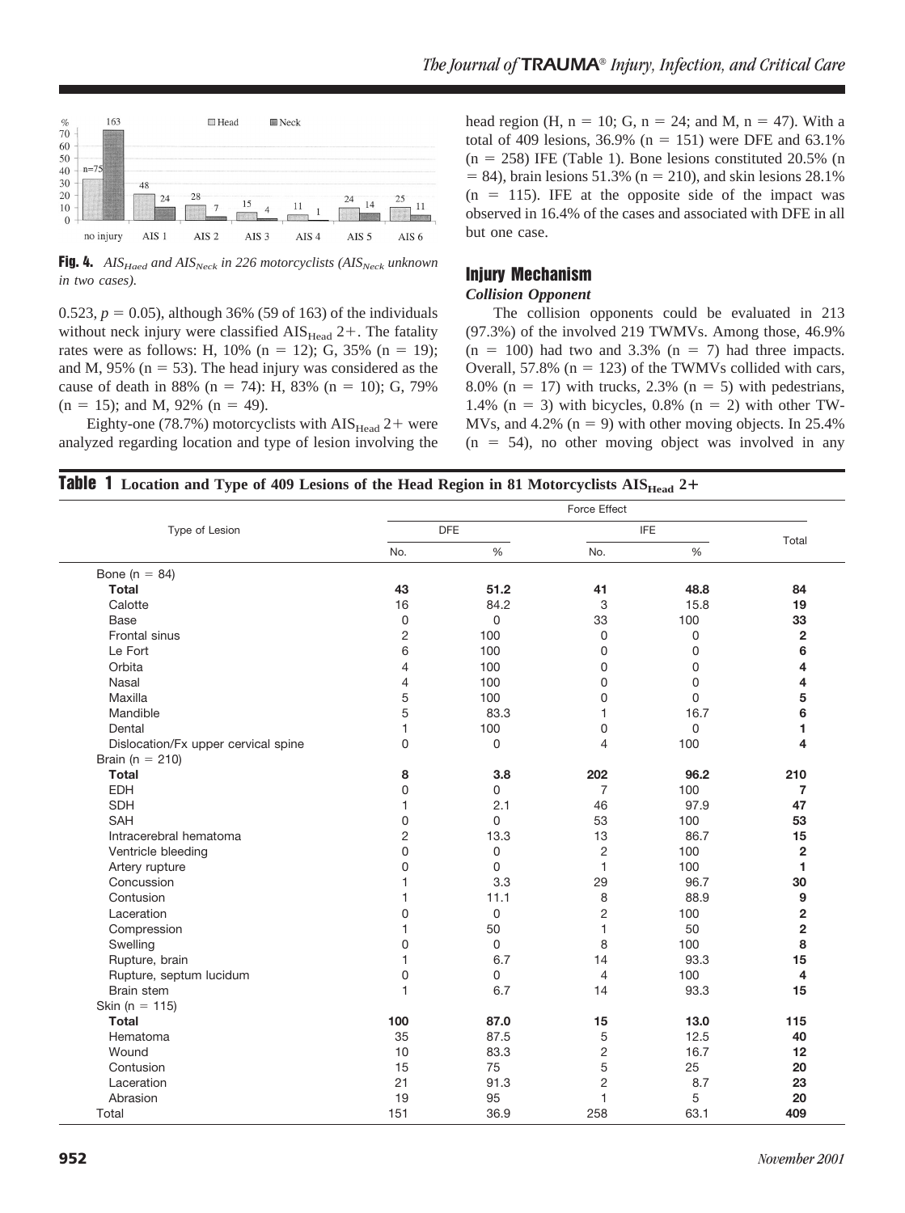**Fig. 4.** *$AIS_{Haed}$ and $AIS_{Neck}$ in 226 motorcyclists ($AIS_{Neck}$ unknown in two cases).*

0.523, $p = 0.05$), although 36% (59 of 163) of the individuals without neck injury were classified $AIS_{Head}$ 2+. The fatality rates were as follows: H, 10% (n = 12); G, 35% (n = 19); and M, 95% (n = 53). The head injury was considered as the cause of death in 88% (n = 74): H, 83% (n = 10); G, 79% (n = 15); and M, 92% (n = 49).

Eighty-one (78.7%) motorcyclists with $AIS_{Head}$ 2+ were analyzed regarding location and type of lesion involving the head region (H, n = 10; G, n = 24; and M, n = 47). With a total of 409 lesions, 36.9% (n = 151) were DFE and 63.1% (n = 258) IFE (Table 1). Bone lesions constituted 20.5% (n = 84), brain lesions 51.3% (n = 210), and skin lesions 28.1% (n = 115). IFE at the opposite side of the impact was observed in 16.4% of the cases and associated with DFE in all but one case.

## Injury Mechanism

### *Collision Opponent*

The collision opponents could be evaluated in 213 (97.3%) of the involved 219 TWMVs. Among those, 46.9% (n = 100) had two and 3.3% (n = 7) had three impacts. Overall, 57.8% (n = 123) of the TWMVs collided with cars, 8.0% (n = 17) with trucks, 2.3% (n = 5) with pedestrians, 1.4% (n = 3) with bicycles, 0.8% (n = 2) with other TWMVs, and 4.2% (n = 9) with other moving objects. In 25.4% (n = 54), no other moving object was involved in any

**Table 1** Location and Type of 409 Lesions of the Head Region in 81 Motorcyclists $AIS_{Head}$ 2+

| Type of Lesion | Force Effect | | | | Total |
|---|---|---|---|---|---|
| | DFE | | IFE | | |
| | No. | % | No. | % | |
| Bone (n = 84) | | | | | |
| **Total** | **43** | **51.2** | **41** | **48.8** | **84** |
| Calotte | 16 | 84.2 | 3 | 15.8 | **19** |
| Base | 0 | 0 | 33 | 100 | **33** |
| Frontal sinus | 2 | 100 | 0 | 0 | **2** |
| Le Fort | 6 | 100 | 0 | 0 | **6** |
| Orbita | 4 | 100 | 0 | 0 | **4** |
| Nasal | 4 | 100 | 0 | 0 | **4** |
| Maxilla | 5 | 100 | 0 | 0 | **5** |
| Mandible | 5 | 83.3 | 1 | 16.7 | **6** |
| Dental | 1 | 100 | 0 | 0 | **1** |
| Dislocation/Fx upper cervical spine | 0 | 0 | 4 | 100 | **4** |
| Brain (n = 210) | | | | | |
| **Total** | **8** | **3.8** | **202** | **96.2** | **210** |
| EDH | 0 | 0 | 7 | 100 | **7** |
| SDH | 1 | 2.1 | 46 | 97.9 | **47** |
| SAH | 0 | 0 | 53 | 100 | **53** |
| Intracerebral hematoma | 2 | 13.3 | 13 | 86.7 | **15** |
| Ventricle bleeding | 0 | 0 | 2 | 100 | **2** |
| Artery rupture | 0 | 0 | 1 | 100 | **1** |
| Concussion | 1 | 3.3 | 29 | 96.7 | **30** |
| Contusion | 1 | 11.1 | 8 | 88.9 | **9** |
| Laceration | 0 | 0 | 2 | 100 | **2** |
| Compression | 1 | 50 | 1 | 50 | **2** |
| Swelling | 0 | 0 | 8 | 100 | **8** |
| Rupture, brain | 1 | 6.7 | 14 | 93.3 | **15** |
| Rupture, septum lucidum | 0 | 0 | 4 | 100 | **4** |
| Brain stem | 1 | 6.7 | 14 | 93.3 | **15** |
| Skin (n = 115) | | | | | |
| **Total** | **100** | **87.0** | **15** | **13.0** | **115** |
| Hematoma | 35 | 87.5 | 5 | 12.5 | **40** |
| Wound | 10 | 83.3 | 2 | 16.7 | **12** |
| Contusion | 15 | 75 | 5 | 25 | **20** |
| Laceration | 21 | 91.3 | 2 | 8.7 | **23** |
| Abrasion | 19 | 95 | 1 | 5 | **20** |
| Total | 151 | 36.9 | 258 | 63.1 | **409** |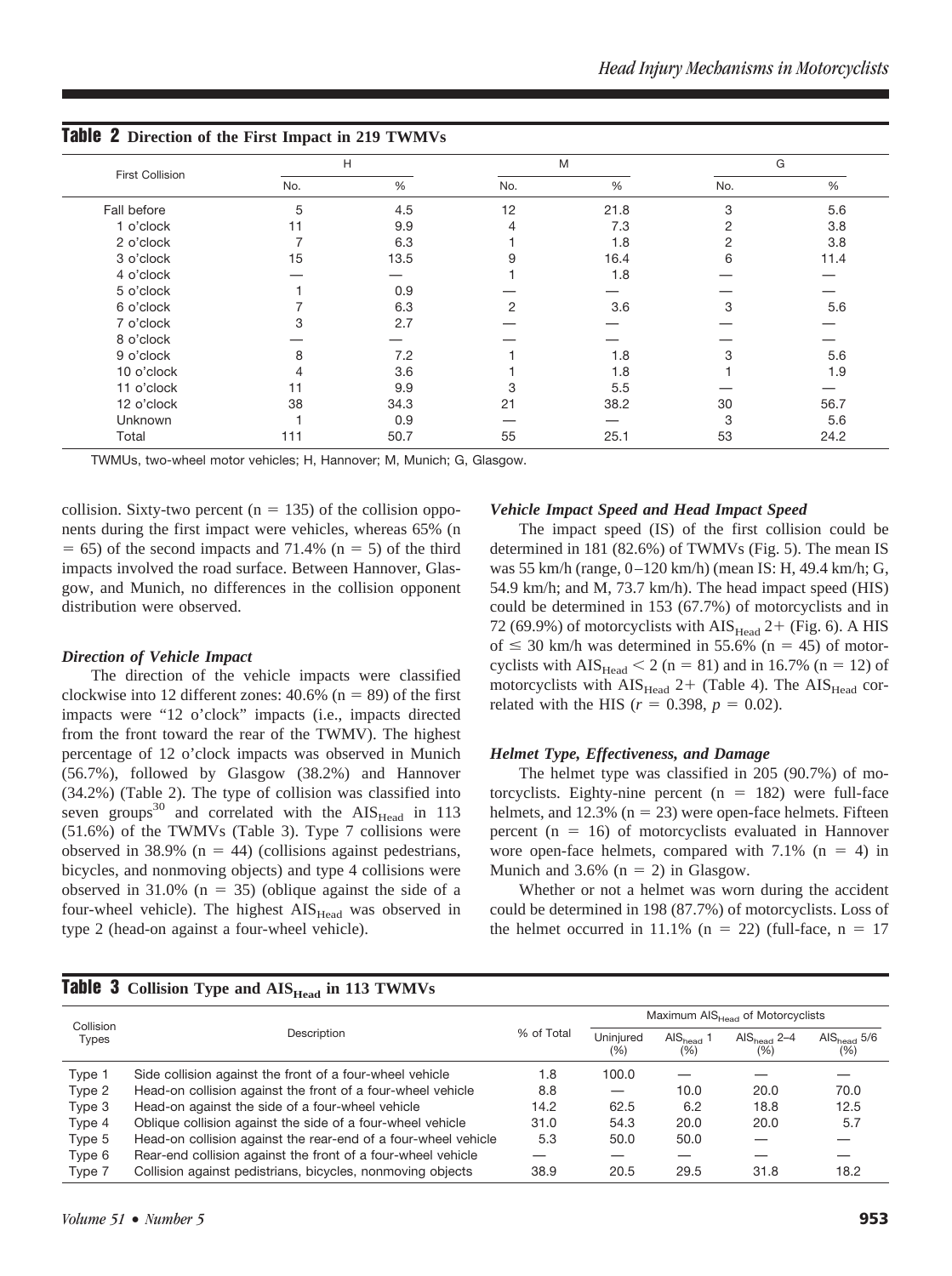**Table 2** Direction of the First Impact in 219 TWMVs

| First Collision | H | | M | | G | |
|---|---|---|---|---|---|---|
| | No. | % | No. | % | No. | % |
| Fall before | 5 | 4.5 | 12 | 21.8 | 3 | 5.6 |
| 1 o'clock | 11 | 9.9 | 4 | 7.3 | 2 | 3.8 |
| 2 o'clock | 7 | 6.3 | 1 | 1.8 | 2 | 3.8 |
| 3 o'clock | 15 | 13.5 | 9 | 16.4 | 6 | 11.4 |
| 4 o'clock | — | — | 1 | 1.8 | — | — |
| 5 o'clock | 1 | 0.9 | — | — | — | — |
| 6 o'clock | 7 | 6.3 | 2 | 3.6 | 3 | 5.6 |
| 7 o'clock | 3 | 2.7 | — | — | — | — |
| 8 o'clock | — | — | — | — | — | — |
| 9 o'clock | 8 | 7.2 | 1 | 1.8 | 3 | 5.6 |
| 10 o'clock | 4 | 3.6 | 1 | 1.8 | 1 | 1.9 |
| 11 o'clock | 11 | 9.9 | 3 | 5.5 | — | — |
| 12 o'clock | 38 | 34.3 | 21 | 38.2 | 30 | 56.7 |
| Unknown | 1 | 0.9 | — | — | 3 | 5.6 |
| Total | 111 | 50.7 | 55 | 25.1 | 53 | 24.2 |

TWMUs, two-wheel motor vehicles; H, Hannover; M, Munich; G, Glasgow.

collision. Sixty-two percent (n = 135) of the collision opponents during the first impact were vehicles, whereas 65% (n = 65) of the second impacts and 71.4% (n = 5) of the third impacts involved the road surface. Between Hannover, Glasgow, and Munich, no differences in the collision opponent distribution were observed.

### *Direction of Vehicle Impact*

The direction of the vehicle impacts were classified clockwise into 12 different zones: 40.6% (n = 89) of the first impacts were "12 o'clock" impacts (i.e., impacts directed from the front toward the rear of the TWMV). The highest percentage of 12 o'clock impacts was observed in Munich (56.7%), followed by Glasgow (38.2%) and Hannover (34.2%) (Table 2). The type of collision was classified into seven groups[30] and correlated with the $AIS_{Head}$ in 113 (51.6%) of the TWMVs (Table 3). Type 7 collisions were observed in 38.9% (n = 44) (collisions against pedestrians, bicycles, and nonmoving objects) and type 4 collisions were observed in 31.0% (n = 35) (oblique against the side of a four-wheel vehicle). The highest $AIS_{Head}$ was observed in type 2 (head-on against a four-wheel vehicle).

### *Vehicle Impact Speed and Head Impact Speed*

The impact speed (IS) of the first collision could be determined in 181 (82.6%) of TWMVs (Fig. 5). The mean IS was 55 km/h (range, 0–120 km/h) (mean IS: H, 49.4 km/h; G, 54.9 km/h; and M, 73.7 km/h). The head impact speed (HIS) could be determined in 153 (67.7%) of motorcyclists and in 72 (69.9%) of motorcyclists with $AIS_{Head}$ 2+ (Fig. 6). A HIS of ≤ 30 km/h was determined in 55.6% (n = 45) of motorcyclists with $AIS_{Head} < 2$ (n = 81) and in 16.7% (n = 12) of motorcyclists with $AIS_{Head}$ 2+ (Table 4). The $AIS_{Head}$ correlated with the HIS ($r = 0.398$, $p = 0.02$).

### *Helmet Type, Effectiveness, and Damage*

The helmet type was classified in 205 (90.7%) of motorcyclists. Eighty-nine percent (n = 182) were full-face helmets, and 12.3% (n = 23) were open-face helmets. Fifteen percent (n = 16) of motorcyclists evaluated in Hannover wore open-face helmets, compared with 7.1% (n = 4) in Munich and 3.6% (n = 2) in Glasgow.

Whether or not a helmet was worn during the accident could be determined in 198 (87.7%) of motorcyclists. Loss of the helmet occurred in 11.1% (n = 22) (full-face, n = 17

**Table 3** Collision Type and $AIS_{Head}$ in 113 TWMVs

| Collision Types | Description | % of Total | Maximum $AIS_{Head}$ of Motorcyclists | | | |
|---|---|---|---|---|---|---|
| | | | Uninjured (%) | $AIS_{head}$ 1 (%) | $AIS_{head}$ 2–4 (%) | $AIS_{head}$ 5/6 (%) |
| Type 1 | Side collision against the front of a four-wheel vehicle | 1.8 | 100.0 | — | — | — |
| Type 2 | Head-on collision against the front of a four-wheel vehicle | 8.8 | — | 10.0 | 20.0 | 70.0 |
| Type 3 | Head-on against the side of a four-wheel vehicle | 14.2 | 62.5 | 6.2 | 18.8 | 12.5 |
| Type 4 | Oblique collision against the side of a four-wheel vehicle | 31.0 | 54.3 | 20.0 | 20.0 | 5.7 |
| Type 5 | Head-on collision against the rear-end of a four-wheel vehicle | 5.3 | 50.0 | 50.0 | — | — |
| Type 6 | Rear-end collision against the front of a four-wheel vehicle | — | — | — | — | — |
| Type 7 | Collision against pedistrians, bicycles, nonmoving objects | 38.9 | 20.5 | 29.5 | 31.8 | 18.2 |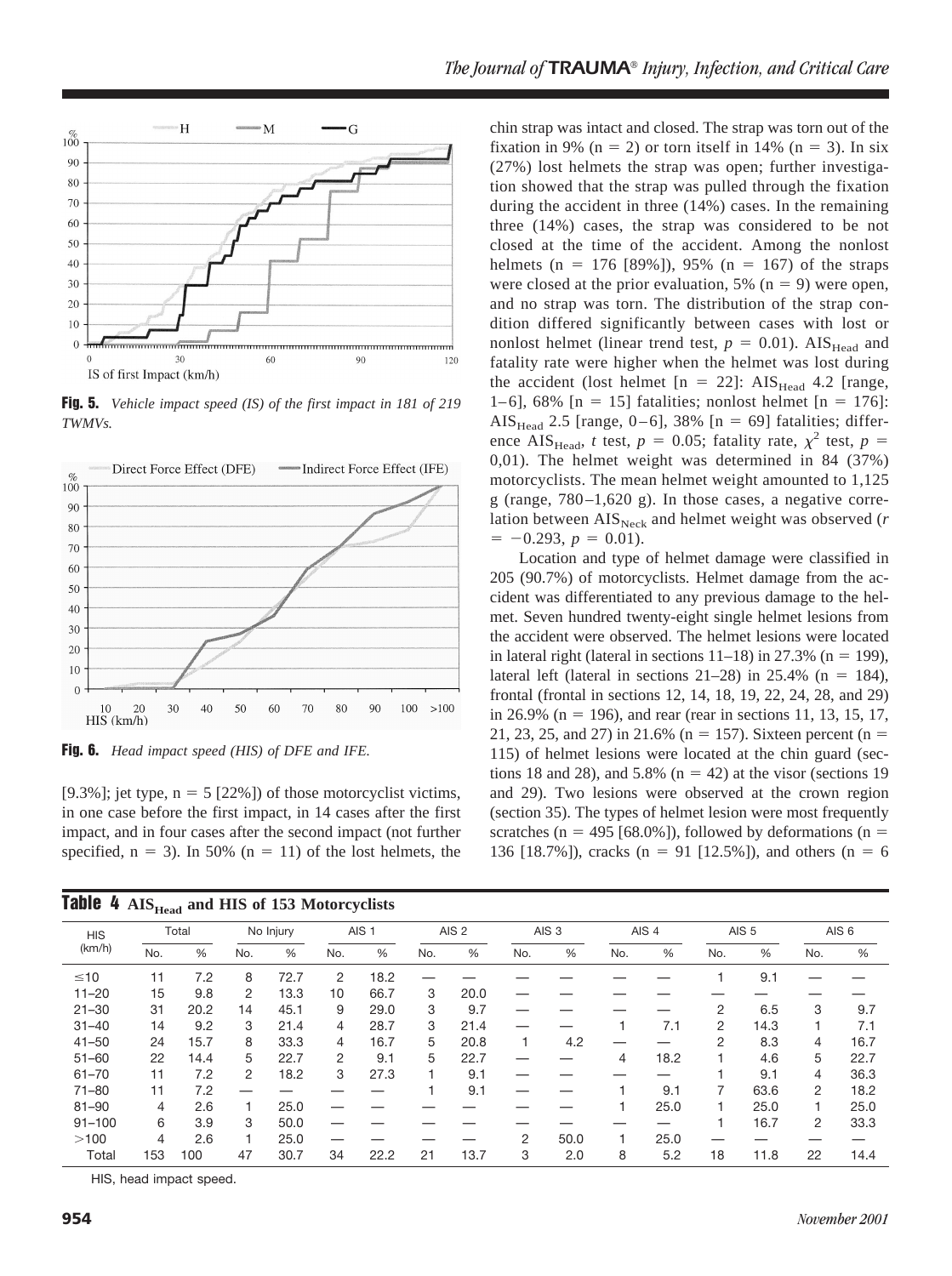Fig. 5. *Vehicle impact speed (IS) of the first impact in 181 of 219 TWMVs.*

Fig. 6. *Head impact speed (HIS) of DFE and IFE.*

[9.3%]; jet type, n = 5 [22%]) of those motorcyclist victims, in one case before the first impact, in 14 cases after the first impact, and in four cases after the second impact (not further specified, n = 3). In 50% (n = 11) of the lost helmets, the chin strap was intact and closed. The strap was torn out of the fixation in 9% (n = 2) or torn itself in 14% (n = 3). In six (27%) lost helmets the strap was open; further investigation showed that the strap was pulled through the fixation during the accident in three (14%) cases. In the remaining three (14%) cases, the strap was considered to be not closed at the time of the accident. Among the nonlost helmets (n = 176 [89%]), 95% (n = 167) of the straps were closed at the prior evaluation, 5% (n = 9) were open, and no strap was torn. The distribution of the strap condition differed significantly between cases with lost or nonlost helmet (linear trend test, $p = 0.01$). $AIS_{Head}$ and fatality rate were higher when the helmet was lost during the accident (lost helmet [n = 22]: $AIS_{Head}$ 4.2 [range, 1–6], 68% [n = 15] fatalities; nonlost helmet [n = 176]: $AIS_{Head}$ 2.5 [range, 0–6], 38% [n = 69] fatalities; difference $AIS_{Head}$, *t* test, $p = 0.05$; fatality rate, $\chi^2$ test, $p = 0{,}01$). The helmet weight was determined in 84 (37%) motorcyclists. The mean helmet weight amounted to 1,125 g (range, 780–1,620 g). In those cases, a negative correlation between $AIS_{Neck}$ and helmet weight was observed ($r = -0.293$, $p = 0.01$).

Location and type of helmet damage were classified in 205 (90.7%) of motorcyclists. Helmet damage from the accident was differentiated to any previous damage to the helmet. Seven hundred twenty-eight single helmet lesions from the accident were observed. The helmet lesions were located in lateral right (lateral in sections 11–18) in 27.3% (n = 199), lateral left (lateral in sections 21–28) in 25.4% (n = 184), frontal (frontal in sections 12, 14, 18, 19, 22, 24, 28, and 29) in 26.9% (n = 196), and rear (rear in sections 11, 13, 15, 17, 21, 23, 25, and 27) in 21.6% (n = 157). Sixteen percent (n = 115) of helmet lesions were located at the chin guard (sections 18 and 28), and 5.8% (n = 42) at the visor (sections 19 and 29). Two lesions were observed at the crown region (section 35). The types of helmet lesion were most frequently scratches (n = 495 [68.0%]), followed by deformations (n = 136 [18.7%]), cracks (n = 91 [12.5%]), and others (n = 6

**Table 4** $AIS_{Head}$ **and HIS of 153 Motorcyclists**

| HIS (km/h) | Total | | No Injury | | AIS 1 | | AIS 2 | | AIS 3 | | AIS 4 | | AIS 5 | | AIS 6 | |
|---|---|---|---|---|---|---|---|---|---|---|---|---|---|---|---|---|
| | No. | % | No. | % | No. | % | No. | % | No. | % | No. | % | No. | % | No. | % |
| ≤10 | 11 | 7.2 | 8 | 72.7 | 2 | 18.2 | — | — | — | — | — | — | 1 | 9.1 | — | — |
| 11–20 | 15 | 9.8 | 2 | 13.3 | 10 | 66.7 | 3 | 20.0 | — | — | — | — | — | — | — | — |
| 21–30 | 31 | 20.2 | 14 | 45.1 | 9 | 29.0 | 3 | 9.7 | — | — | — | — | 2 | 6.5 | 3 | 9.7 |
| 31–40 | 14 | 9.2 | 3 | 21.4 | 4 | 28.7 | 3 | 21.4 | — | — | 1 | 7.1 | 2 | 14.3 | 1 | 7.1 |
| 41–50 | 24 | 15.7 | 8 | 33.3 | 4 | 16.7 | 5 | 20.8 | 1 | 4.2 | — | — | 2 | 8.3 | 4 | 16.7 |
| 51–60 | 22 | 14.4 | 5 | 22.7 | 2 | 9.1 | 5 | 22.7 | — | — | 4 | 18.2 | 1 | 4.6 | 5 | 22.7 |
| 61–70 | 11 | 7.2 | 2 | 18.2 | 3 | 27.3 | 1 | 9.1 | — | — | — | — | 1 | 9.1 | 4 | 36.3 |
| 71–80 | 11 | 7.2 | — | — | — | — | 1 | 9.1 | — | — | 1 | 9.1 | 7 | 63.6 | 2 | 18.2 |
| 81–90 | 4 | 2.6 | 1 | 25.0 | — | — | — | — | — | — | 1 | 25.0 | 1 | 25.0 | 1 | 25.0 |
| 91–100 | 6 | 3.9 | 3 | 50.0 | — | — | — | — | — | — | — | — | 1 | 16.7 | 2 | 33.3 |
| >100 | 4 | 2.6 | 1 | 25.0 | — | — | — | — | 2 | 50.0 | 1 | 25.0 | — | — | — | — |
| Total | 153 | 100 | 47 | 30.7 | 34 | 22.2 | 21 | 13.7 | 3 | 2.0 | 8 | 5.2 | 18 | 11.8 | 22 | 14.4 |

HIS, head impact speed.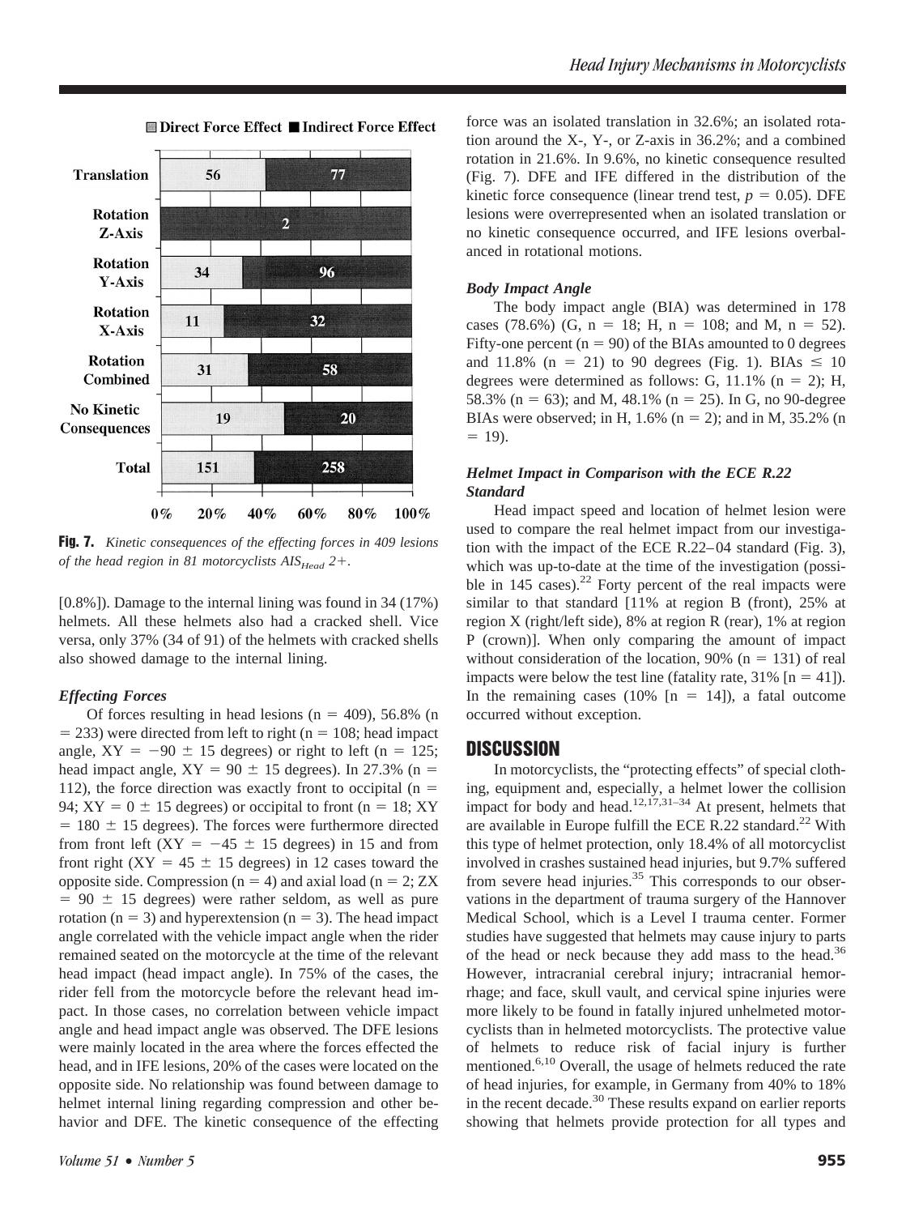Fig. 7. *Kinetic consequences of the effecting forces in 409 lesions of the head region in 81 motorcyclists $AIS_{Head}$ 2+.*

[0.8%]). Damage to the internal lining was found in 34 (17%) helmets. All these helmets also had a cracked shell. Vice versa, only 37% (34 of 91) of the helmets with cracked shells also showed damage to the internal lining.

### *Effecting Forces*

Of forces resulting in head lesions (n = 409), 56.8% (n = 233) were directed from left to right (n = 108; head impact angle, XY = −90 ± 15 degrees) or right to left (n = 125; head impact angle, XY = 90 ± 15 degrees). In 27.3% (n = 112), the force direction was exactly front to occipital (n = 94; XY = 0 ± 15 degrees) or occipital to front (n = 18; XY = 180 ± 15 degrees). The forces were furthermore directed from front left (XY = −45 ± 15 degrees) in 15 and from front right (XY = 45 ± 15 degrees) in 12 cases toward the opposite side. Compression (n = 4) and axial load (n = 2; ZX = 90 ± 15 degrees) were rather seldom, as well as pure rotation (n = 3) and hyperextension (n = 3). The head impact angle correlated with the vehicle impact angle when the rider remained seated on the motorcycle at the time of the relevant head impact (head impact angle). In 75% of the cases, the rider fell from the motorcycle before the relevant head impact. In those cases, no correlation between vehicle impact angle and head impact angle was observed. The DFE lesions were mainly located in the area where the forces effected the head, and in IFE lesions, 20% of the cases were located on the opposite side. No relationship was found between damage to helmet internal lining regarding compression and other behavior and DFE. The kinetic consequence of the effecting force was an isolated translation in 32.6%; an isolated rotation around the X-, Y-, or Z-axis in 36.2%; and a combined rotation in 21.6%. In 9.6%, no kinetic consequence resulted (Fig. 7). DFE and IFE differed in the distribution of the kinetic force consequence (linear trend test, $p = 0.05$). DFE lesions were overrepresented when an isolated translation or no kinetic consequence occurred, and IFE lesions overbalanced in rotational motions.

### *Body Impact Angle*

The body impact angle (BIA) was determined in 178 cases (78.6%) (G, n = 18; H, n = 108; and M, n = 52). Fifty-one percent (n = 90) of the BIAs amounted to 0 degrees and 11.8% (n = 21) to 90 degrees (Fig. 1). BIAs ≤ 10 degrees were determined as follows: G, 11.1% (n = 2); H, 58.3% (n = 63); and M, 48.1% (n = 25). In G, no 90-degree BIAs were observed; in H, 1.6% (n = 2); and in M, 35.2% (n = 19).

### *Helmet Impact in Comparison with the ECE R.22 Standard*

Head impact speed and location of helmet lesion were used to compare the real helmet impact from our investigation with the impact of the ECE R.22–04 standard (Fig. 3), which was up-to-date at the time of the investigation (possible in 145 cases).[22] Forty percent of the real impacts were similar to that standard [11% at region B (front), 25% at region X (right/left side), 8% at region R (rear), 1% at region P (crown)]. When only comparing the amount of impact without consideration of the location, 90% (n = 131) of real impacts were below the test line (fatality rate, 31% [n = 41]). In the remaining cases (10% [n = 14]), a fatal outcome occurred without exception.

## DISCUSSION

In motorcyclists, the "protecting effects" of special clothing, equipment and, especially, a helmet lower the collision impact for body and head.[12,17,31–34] At present, helmets that are available in Europe fulfill the ECE R.22 standard.[22] With this type of helmet protection, only 18.4% of all motorcyclist involved in crashes sustained head injuries, but 9.7% suffered from severe head injuries.[35] This corresponds to our observations in the department of trauma surgery of the Hannover Medical School, which is a Level I trauma center. Former studies have suggested that helmets may cause injury to parts of the head or neck because they add mass to the head.[36] However, intracranial cerebral injury; intracranial hemorrhage; and face, skull vault, and cervical spine injuries were more likely to be found in fatally injured unhelmeted motorcyclists than in helmeted motorcyclists. The protective value of helmets to reduce risk of facial injury is further mentioned.[6,10] Overall, the usage of helmets reduced the rate of head injuries, for example, in Germany from 40% to 18% in the recent decade.[30] These results expand on earlier reports showing that helmets provide protection for all types and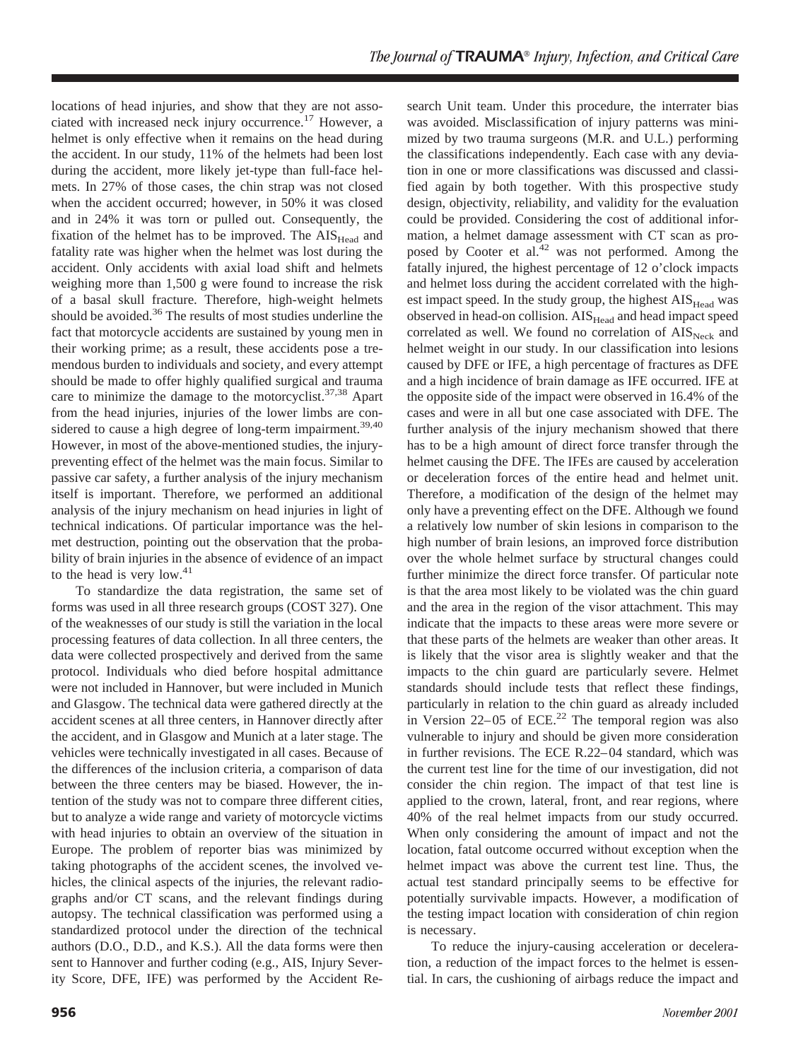locations of head injuries, and show that they are not associated with increased neck injury occurrence.[17] However, a helmet is only effective when it remains on the head during the accident. In our study, 11% of the helmets had been lost during the accident, more likely jet-type than full-face helmets. In 27% of those cases, the chin strap was not closed when the accident occurred; however, in 50% it was closed and in 24% it was torn or pulled out. Consequently, the fixation of the helmet has to be improved. The $AIS_{Head}$ and fatality rate was higher when the helmet was lost during the accident. Only accidents with axial load shift and helmets weighing more than 1,500 g were found to increase the risk of a basal skull fracture. Therefore, high-weight helmets should be avoided.[36] The results of most studies underline the fact that motorcycle accidents are sustained by young men in their working prime; as a result, these accidents pose a tremendous burden to individuals and society, and every attempt should be made to offer highly qualified surgical and trauma care to minimize the damage to the motorcyclist.[37,38] Apart from the head injuries, injuries of the lower limbs are considered to cause a high degree of long-term impairment.[39,40] However, in most of the above-mentioned studies, the injury-preventing effect of the helmet was the main focus. Similar to passive car safety, a further analysis of the injury mechanism itself is important. Therefore, we performed an additional analysis of the injury mechanism on head injuries in light of technical indications. Of particular importance was the helmet destruction, pointing out the observation that the probability of brain injuries in the absence of evidence of an impact to the head is very low.[41]

To standardize the data registration, the same set of forms was used in all three research groups (COST 327). One of the weaknesses of our study is still the variation in the local processing features of data collection. In all three centers, the data were collected prospectively and derived from the same protocol. Individuals who died before hospital admittance were not included in Hannover, but were included in Munich and Glasgow. The technical data were gathered directly at the accident scenes at all three centers, in Hannover directly after the accident, and in Glasgow and Munich at a later stage. The vehicles were technically investigated in all cases. Because of the differences of the inclusion criteria, a comparison of data between the three centers may be biased. However, the intention of the study was not to compare three different cities, but to analyze a wide range and variety of motorcycle victims with head injuries to obtain an overview of the situation in Europe. The problem of reporter bias was minimized by taking photographs of the accident scenes, the involved vehicles, the clinical aspects of the injuries, the relevant radiographs and/or CT scans, and the relevant findings during autopsy. The technical classification was performed using a standardized protocol under the direction of the technical authors (D.O., D.D., and K.S.). All the data forms were then sent to Hannover and further coding (e.g., AIS, Injury Severity Score, DFE, IFE) was performed by the Accident Research Unit team. Under this procedure, the interrater bias was avoided. Misclassification of injury patterns was minimized by two trauma surgeons (M.R. and U.L.) performing the classifications independently. Each case with any deviation in one or more classifications was discussed and classified again by both together. With this prospective study design, objectivity, reliability, and validity for the evaluation could be provided. Considering the cost of additional information, a helmet damage assessment with CT scan as proposed by Cooter et al.[42] was not performed. Among the fatally injured, the highest percentage of 12 o'clock impacts and helmet loss during the accident correlated with the highest impact speed. In the study group, the highest $AIS_{Head}$ was observed in head-on collision. $AIS_{Head}$ and head impact speed correlated as well. We found no correlation of $AIS_{Neck}$ and helmet weight in our study. In our classification into lesions caused by DFE or IFE, a high percentage of fractures as DFE and a high incidence of brain damage as IFE occurred. IFE at the opposite side of the impact were observed in 16.4% of the cases and were in all but one case associated with DFE. The further analysis of the injury mechanism showed that there has to be a high amount of direct force transfer through the helmet causing the DFE. The IFEs are caused by acceleration or deceleration forces of the entire head and helmet unit. Therefore, a modification of the design of the helmet may only have a preventing effect on the DFE. Although we found a relatively low number of skin lesions in comparison to the high number of brain lesions, an improved force distribution over the whole helmet surface by structural changes could further minimize the direct force transfer. Of particular note is that the area most likely to be violated was the chin guard and the area in the region of the visor attachment. This may indicate that the impacts to these areas were more severe or that these parts of the helmets are weaker than other areas. It is likely that the visor area is slightly weaker and that the impacts to the chin guard are particularly severe. Helmet standards should include tests that reflect these findings, particularly in relation to the chin guard as already included in Version 22–05 of ECE.[22] The temporal region was also vulnerable to injury and should be given more consideration in further revisions. The ECE R.22–04 standard, which was the current test line for the time of our investigation, did not consider the chin region. The impact of that test line is applied to the crown, lateral, front, and rear regions, where 40% of the real helmet impacts from our study occurred. When only considering the amount of impact and not the location, fatal outcome occurred without exception when the helmet impact was above the current test line. Thus, the actual test standard principally seems to be effective for potentially survivable impacts. However, a modification of the testing impact location with consideration of chin region is necessary.

To reduce the injury-causing acceleration or deceleration, a reduction of the impact forces to the helmet is essential. In cars, the cushioning of airbags reduce the impact and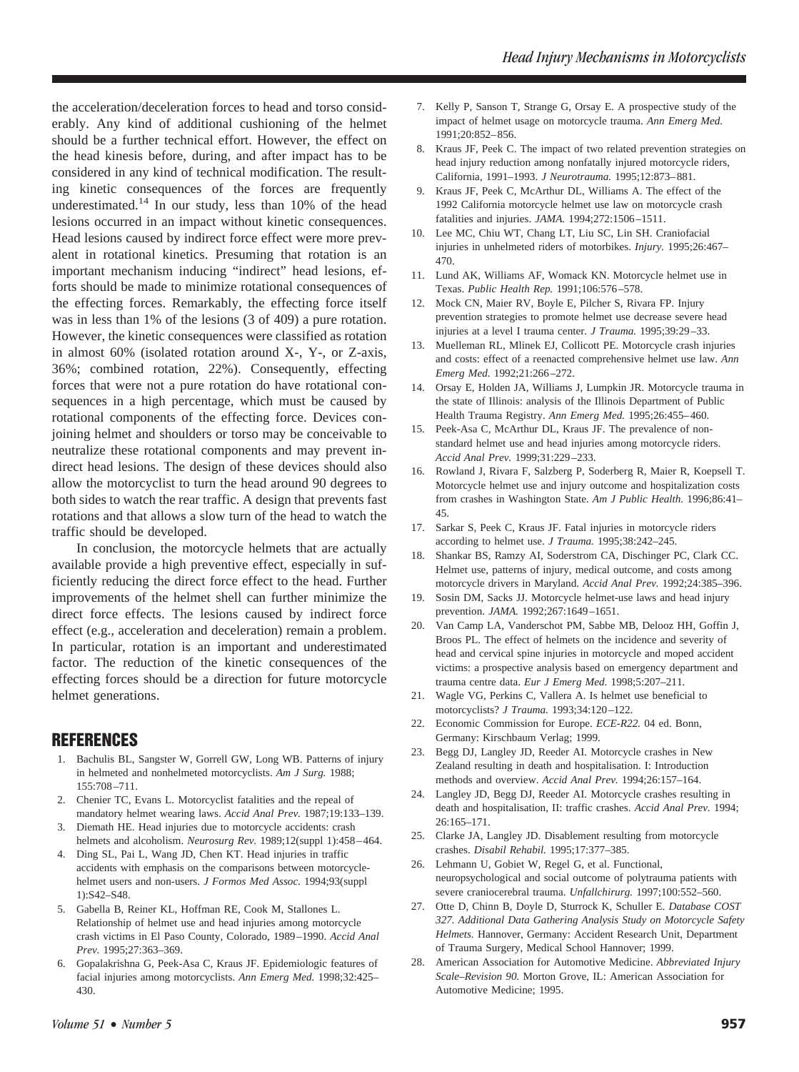the acceleration/deceleration forces to head and torso considerably. Any kind of additional cushioning of the helmet should be a further technical effort. However, the effect on the head kinesis before, during, and after impact has to be considered in any kind of technical modification. The resulting kinetic consequences of the forces are frequently underestimated.[14] In our study, less than 10% of the head lesions occurred in an impact without kinetic consequences. Head lesions caused by indirect force effect were more prevalent in rotational kinetics. Presuming that rotation is an important mechanism inducing "indirect" head lesions, efforts should be made to minimize rotational consequences of the effecting forces. Remarkably, the effecting force itself was in less than 1% of the lesions (3 of 409) a pure rotation. However, the kinetic consequences were classified as rotation in almost 60% (isolated rotation around X-, Y-, or Z-axis, 36%; combined rotation, 22%). Consequently, effecting forces that were not a pure rotation do have rotational consequences in a high percentage, which must be caused by rotational components of the effecting force. Devices conjoining helmet and shoulders or torso may be conceivable to neutralize these rotational components and may prevent indirect head lesions. The design of these devices should also allow the motorcyclist to turn the head around 90 degrees to both sides to watch the rear traffic. A design that prevents fast rotations and that allows a slow turn of the head to watch the traffic should be developed.

In conclusion, the motorcycle helmets that are actually available provide a high preventive effect, especially in sufficiently reducing the direct force effect to the head. Further improvements of the helmet shell can further minimize the direct force effects. The lesions caused by indirect force effect (e.g., acceleration and deceleration) remain a problem. In particular, rotation is an important and underestimated factor. The reduction of the kinetic consequences of the effecting forces should be a direction for future motorcycle helmet generations.

## REFERENCES

1. Bachulis BL, Sangster W, Gorrell GW, Long WB. Patterns of injury in helmeted and nonhelmeted motorcyclists. *Am J Surg.* 1988; 155:708–711.
2. Chenier TC, Evans L. Motorcyclist fatalities and the repeal of mandatory helmet wearing laws. *Accid Anal Prev.* 1987;19:133–139.
3. Diemath HE. Head injuries due to motorcycle accidents: crash helmets and alcoholism. *Neurosurg Rev.* 1989;12(suppl 1):458–464.
4. Ding SL, Pai L, Wang JD, Chen KT. Head injuries in traffic accidents with emphasis on the comparisons between motorcycle-helmet users and non-users. *J Formos Med Assoc.* 1994;93(suppl 1):S42–S48.
5. Gabella B, Reiner KL, Hoffman RE, Cook M, Stallones L. Relationship of helmet use and head injuries among motorcycle crash victims in El Paso County, Colorado, 1989–1990. *Accid Anal Prev.* 1995;27:363–369.
6. Gopalakrishna G, Peek-Asa C, Kraus JF. Epidemiologic features of facial injuries among motorcyclists. *Ann Emerg Med.* 1998;32:425–430.
7. Kelly P, Sanson T, Strange G, Orsay E. A prospective study of the impact of helmet usage on motorcycle trauma. *Ann Emerg Med.* 1991;20:852–856.
8. Kraus JF, Peek C. The impact of two related prevention strategies on head injury reduction among nonfatally injured motorcycle riders, California, 1991–1993. *J Neurotrauma.* 1995;12:873–881.
9. Kraus JF, Peek C, McArthur DL, Williams A. The effect of the 1992 California motorcycle helmet use law on motorcycle crash fatalities and injuries. *JAMA.* 1994;272:1506–1511.
10. Lee MC, Chiu WT, Chang LT, Liu SC, Lin SH. Craniofacial injuries in unhelmeted riders of motorbikes. *Injury.* 1995;26:467–470.
11. Lund AK, Williams AF, Womack KN. Motorcycle helmet use in Texas. *Public Health Rep.* 1991;106:576–578.
12. Mock CN, Maier RV, Boyle E, Pilcher S, Rivara FP. Injury prevention strategies to promote helmet use decrease severe head injuries at a level I trauma center. *J Trauma.* 1995;39:29–33.
13. Muelleman RL, Mlinek EJ, Collicott PE. Motorcycle crash injuries and costs: effect of a reenacted comprehensive helmet use law. *Ann Emerg Med.* 1992;21:266–272.
14. Orsay E, Holden JA, Williams J, Lumpkin JR. Motorcycle trauma in the state of Illinois: analysis of the Illinois Department of Public Health Trauma Registry. *Ann Emerg Med.* 1995;26:455–460.
15. Peek-Asa C, McArthur DL, Kraus JF. The prevalence of non-standard helmet use and head injuries among motorcycle riders. *Accid Anal Prev.* 1999;31:229–233.
16. Rowland J, Rivara F, Salzberg P, Soderberg R, Maier R, Koepsell T. Motorcycle helmet use and injury outcome and hospitalization costs from crashes in Washington State. *Am J Public Health.* 1996;86:41–45.
17. Sarkar S, Peek C, Kraus JF. Fatal injuries in motorcycle riders according to helmet use. *J Trauma.* 1995;38:242–245.
18. Shankar BS, Ramzy AI, Soderstrom CA, Dischinger PC, Clark CC. Helmet use, patterns of injury, medical outcome, and costs among motorcycle drivers in Maryland. *Accid Anal Prev.* 1992;24:385–396.
19. Sosin DM, Sacks JJ. Motorcycle helmet-use laws and head injury prevention. *JAMA.* 1992;267:1649–1651.
20. Van Camp LA, Vanderschot PM, Sabbe MB, Delooz HH, Goffin J, Broos PL. The effect of helmets on the incidence and severity of head and cervical spine injuries in motorcycle and moped accident victims: a prospective analysis based on emergency department and trauma centre data. *Eur J Emerg Med.* 1998;5:207–211.
21. Wagle VG, Perkins C, Vallera A. Is helmet use beneficial to motorcyclists? *J Trauma.* 1993;34:120–122.
22. Economic Commission for Europe. *ECE-R22.* 04 ed. Bonn, Germany: Kirschbaum Verlag; 1999.
23. Begg DJ, Langley JD, Reeder AI. Motorcycle crashes in New Zealand resulting in death and hospitalisation. I: Introduction methods and overview. *Accid Anal Prev.* 1994;26:157–164.
24. Langley JD, Begg DJ, Reeder AI. Motorcycle crashes resulting in death and hospitalisation, II: traffic crashes. *Accid Anal Prev.* 1994; 26:165–171.
25. Clarke JA, Langley JD. Disablement resulting from motorcycle crashes. *Disabil Rehabil.* 1995;17:377–385.
26. Lehmann U, Gobiet W, Regel G, et al. Functional, neuropsychological and social outcome of polytrauma patients with severe craniocerebral trauma. *Unfallchirurg.* 1997;100:552–560.
27. Otte D, Chinn B, Doyle D, Sturrock K, Schuller E. *Database COST 327. Additional Data Gathering Analysis Study on Motorcycle Safety Helmets.* Hannover, Germany: Accident Research Unit, Department of Trauma Surgery, Medical School Hannover; 1999.
28. American Association for Automotive Medicine. *Abbreviated Injury Scale–Revision 90.* Morton Grove, IL: American Association for Automotive Medicine; 1995.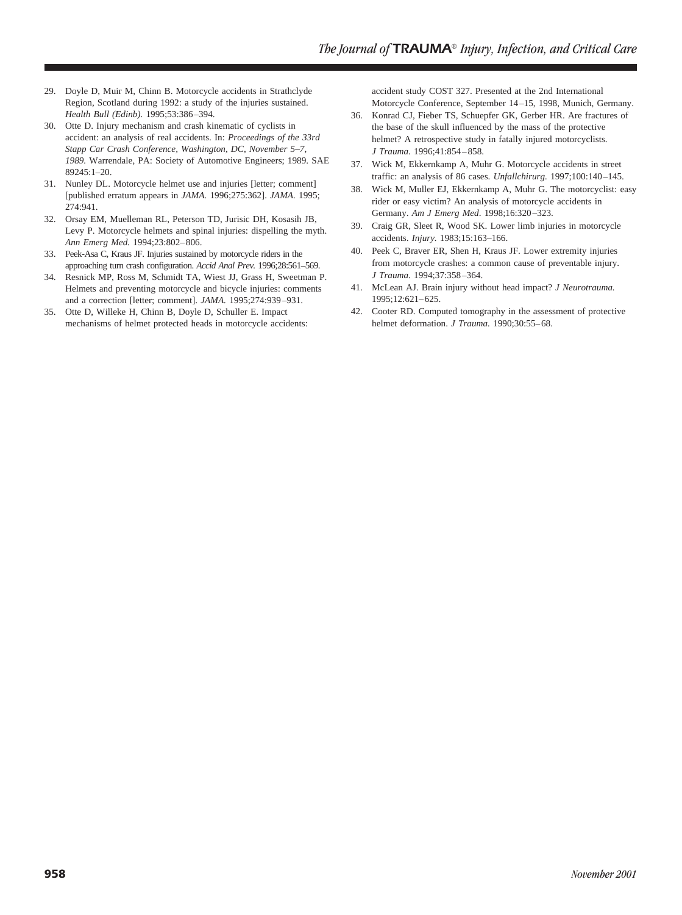29. Doyle D, Muir M, Chinn B. Motorcycle accidents in Strathclyde Region, Scotland during 1992: a study of the injuries sustained. *Health Bull (Edinb).* 1995;53:386–394.
30. Otte D. Injury mechanism and crash kinematic of cyclists in accident: an analysis of real accidents. In: *Proceedings of the 33rd Stapp Car Crash Conference, Washington, DC, November 5–7, 1989.* Warrendale, PA: Society of Automotive Engineers; 1989. SAE 89245:1–20.
31. Nunley DL. Motorcycle helmet use and injuries [letter; comment] [published erratum appears in *JAMA.* 1996;275:362]. *JAMA.* 1995; 274:941.
32. Orsay EM, Muelleman RL, Peterson TD, Jurisic DH, Kosasih JB, Levy P. Motorcycle helmets and spinal injuries: dispelling the myth. *Ann Emerg Med.* 1994;23:802–806.
33. Peek-Asa C, Kraus JF. Injuries sustained by motorcycle riders in the approaching turn crash configuration. *Accid Anal Prev.* 1996;28:561–569.
34. Resnick MP, Ross M, Schmidt TA, Wiest JJ, Grass H, Sweetman P. Helmets and preventing motorcycle and bicycle injuries: comments and a correction [letter; comment]. *JAMA.* 1995;274:939–931.
35. Otte D, Willeke H, Chinn B, Doyle D, Schuller E. Impact mechanisms of helmet protected heads in motorcycle accidents: accident study COST 327. Presented at the 2nd International Motorcycle Conference, September 14–15, 1998, Munich, Germany.
36. Konrad CJ, Fieber TS, Schuepfer GK, Gerber HR. Are fractures of the base of the skull influenced by the mass of the protective helmet? A retrospective study in fatally injured motorcyclists. *J Trauma.* 1996;41:854–858.
37. Wick M, Ekkernkamp A, Muhr G. Motorcycle accidents in street traffic: an analysis of 86 cases. *Unfallchirurg.* 1997;100:140–145.
38. Wick M, Muller EJ, Ekkernkamp A, Muhr G. The motorcyclist: easy rider or easy victim? An analysis of motorcycle accidents in Germany. *Am J Emerg Med.* 1998;16:320–323.
39. Craig GR, Sleet R, Wood SK. Lower limb injuries in motorcycle accidents. *Injury.* 1983;15:163–166.
40. Peek C, Braver ER, Shen H, Kraus JF. Lower extremity injuries from motorcycle crashes: a common cause of preventable injury. *J Trauma.* 1994;37:358–364.
41. McLean AJ. Brain injury without head impact? *J Neurotrauma.* 1995;12:621–625.
42. Cooter RD. Computed tomography in the assessment of protective helmet deformation. *J Trauma.* 1990;30:55–68.